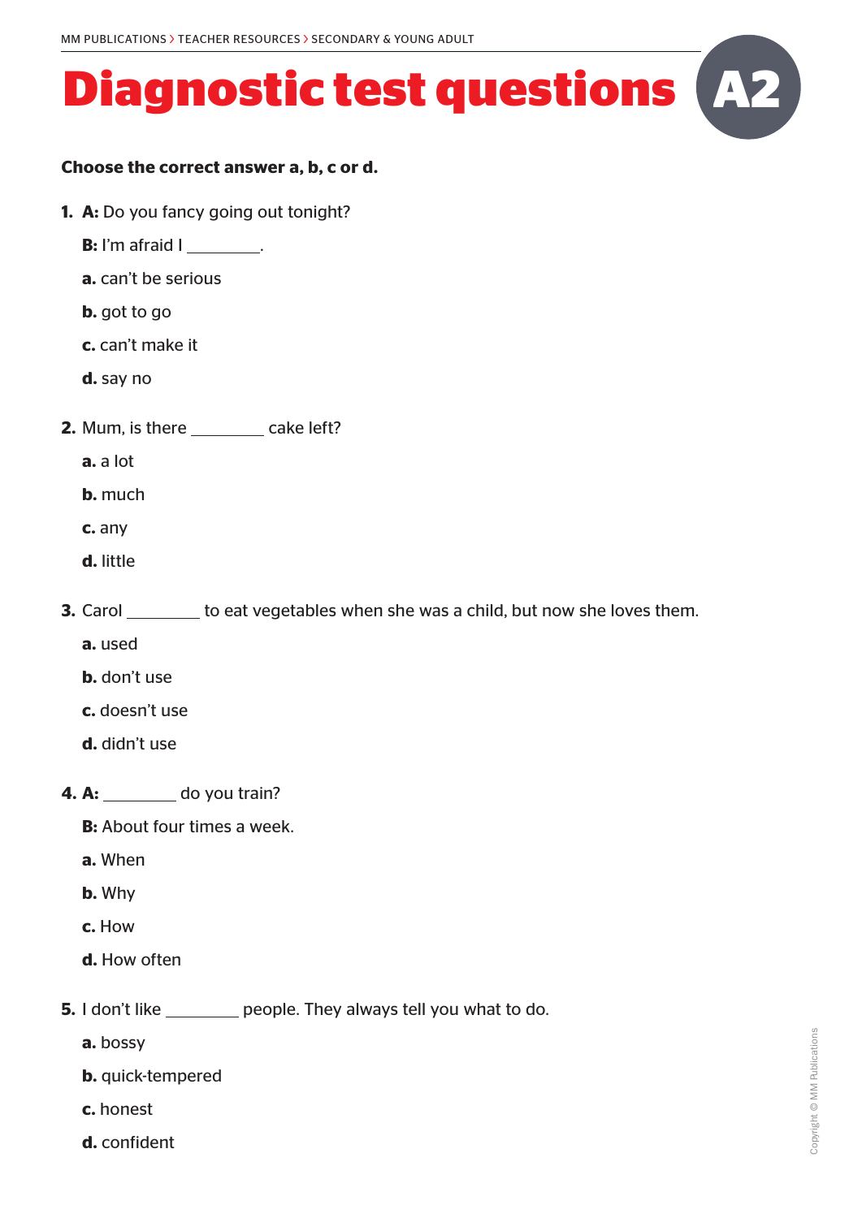# Diagnostic test questions A2

**Choose the correct answer a, b, c or d.**

**1. A:** Do you fancy going out tonight?

**B:** I'm afraid I ________.

**a.** can't be serious

**b.** got to go

**c.** can't make it

**d.** say no

**2.** Mum, is there ________ cake left?

**a.** a lot

**b.** much

**c.** any

**d.** little

**3.** Carol ________ to eat vegetables when she was a child, but now she loves them.

**a.** used

**b.** don't use

**c.** doesn't use

**d.** didn't use

**4. A:** ________ do you train?

**B:** About four times a week.

**a.** When

**b.** Why

**c.** How

**d.** How often

**5.** I don't like ________ people. They always tell you what to do.

**a.** bossy

**b.** quick-tempered

**c.** honest

**d.** confident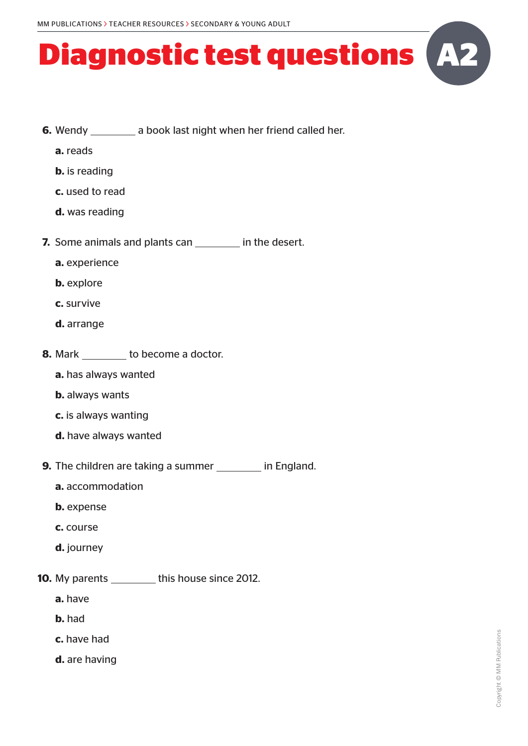# Diagnostic test questions A2

**6.** Wendy ________ a book last night when her friend called her.

**a.** reads

**b.** is reading

**c.** used to read

**d.** was reading

**7.** Some animals and plants can ________ in the desert.

**a.** experience

**b.** explore

**c.** survive

**d.** arrange

**8.** Mark ________ to become a doctor.

**a.** has always wanted

**b.** always wants

**c.** is always wanting

**d.** have always wanted

**9.** The children are taking a summer ________ in England.

**a.** accommodation

**b.** expense

**c.** course

**d.** journey

**10.** My parents ________ this house since 2012.

**a.** have

**b.** had

**c.** have had

**d.** are having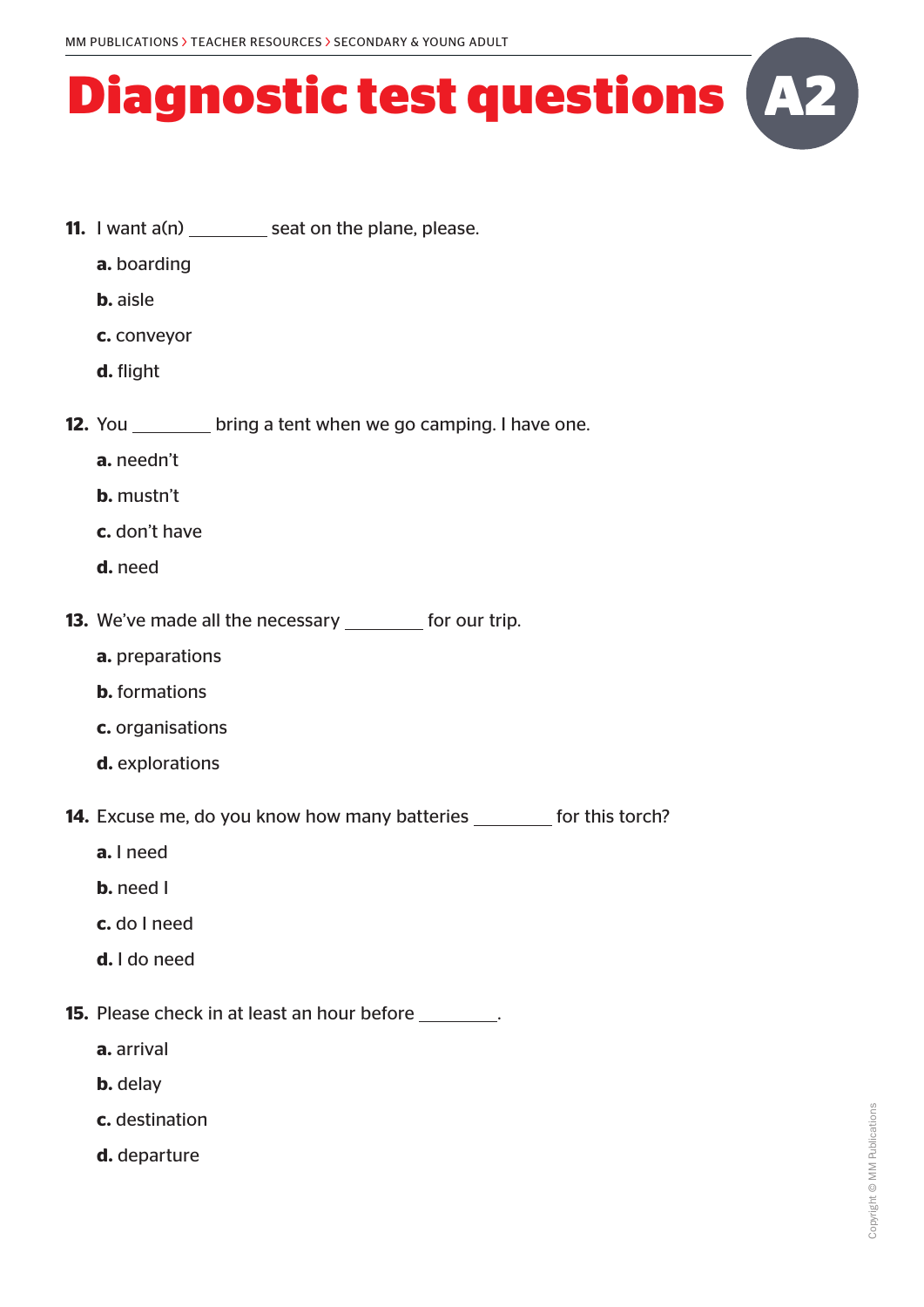# Diagnostic test questions A2

**11.** I want a(n) ________ seat on the plane, please.

**a.** boarding

**b.** aisle

**c.** conveyor

**d.** flight

**12.** You ________ bring a tent when we go camping. I have one.

**a.** needn't

**b.** mustn't

**c.** don't have

**d.** need

**13.** We've made all the necessary ________ for our trip.

**a.** preparations

**b.** formations

**c.** organisations

**d.** explorations

**14.** Excuse me, do you know how many batteries ________ for this torch?

**a.** I need

**b.** need I

**c.** do I need

**d.** I do need

**15.** Please check in at least an hour before ________.

**a.** arrival

**b.** delay

**c.** destination

**d.** departure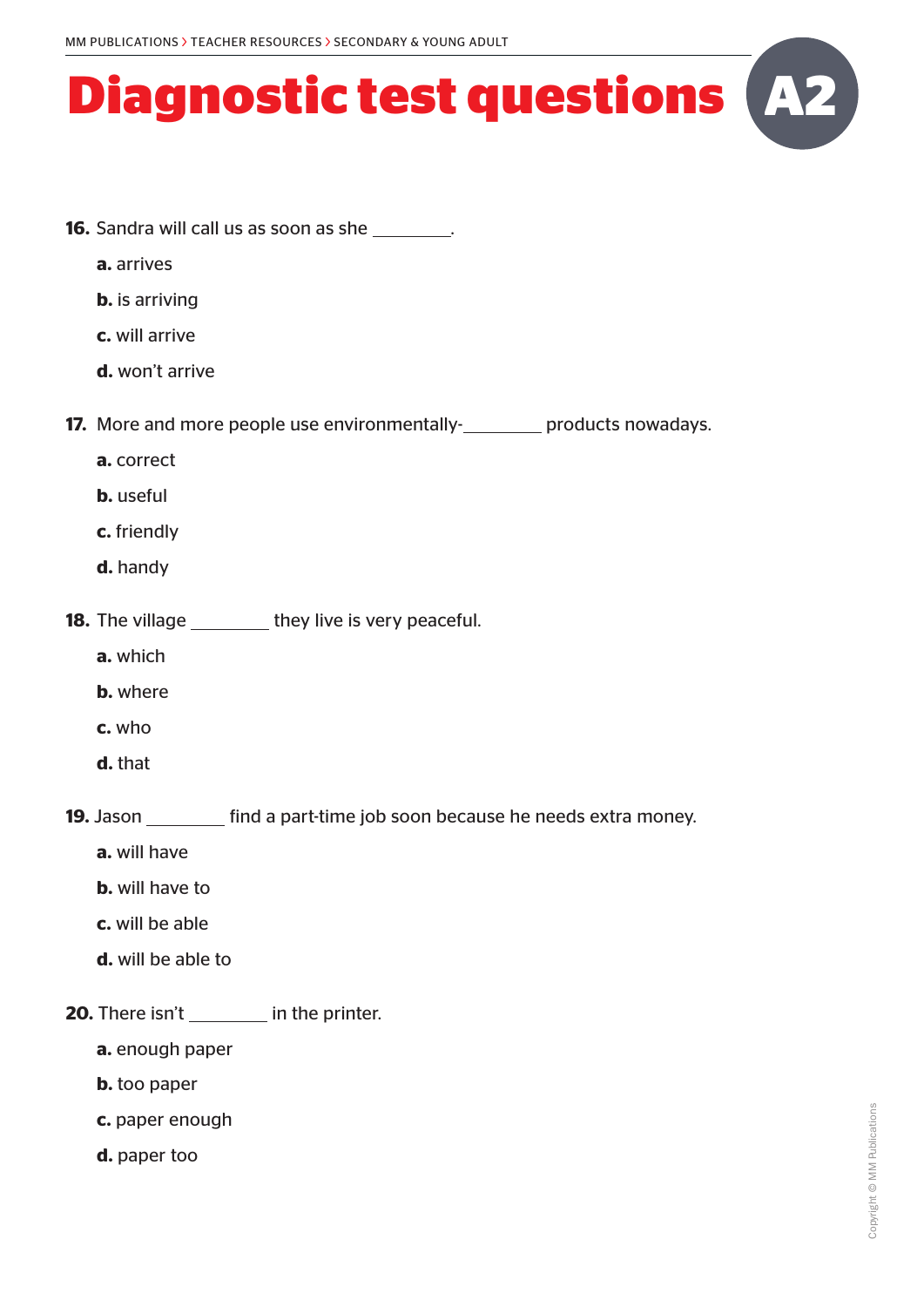# Diagnostic test questions A2

**16.** Sandra will call us as soon as she ________.

**a.** arrives

**b.** is arriving

**c.** will arrive

**d.** won't arrive

**17.** More and more people use environmentally-________ products nowadays.

**a.** correct

**b.** useful

**c.** friendly

**d.** handy

**18.** The village ________ they live is very peaceful.

**a.** which

**b.** where

**c.** who

**d.** that

**19.** Jason ________ find a part-time job soon because he needs extra money.

**a.** will have

**b.** will have to

**c.** will be able

**d.** will be able to

**20.** There isn't ________ in the printer.

**a.** enough paper

**b.** too paper

**c.** paper enough

**d.** paper too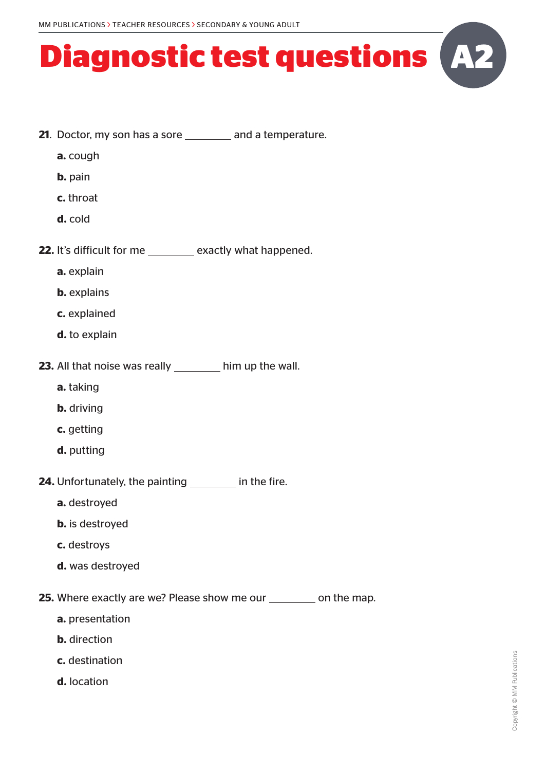# Diagnostic test questions A2

**21.** Doctor, my son has a sore ________ and a temperature.

**a.** cough

**b.** pain

**c.** throat

**d.** cold

**22.** It's difficult for me ________ exactly what happened.

**a.** explain

**b.** explains

**c.** explained

**d.** to explain

**23.** All that noise was really ________ him up the wall.

**a.** taking

**b.** driving

**c.** getting

**d.** putting

**24.** Unfortunately, the painting ________ in the fire.

**a.** destroyed

**b.** is destroyed

**c.** destroys

**d.** was destroyed

**25.** Where exactly are we? Please show me our ________ on the map.

**a.** presentation

**b.** direction

**c.** destination

**d.** location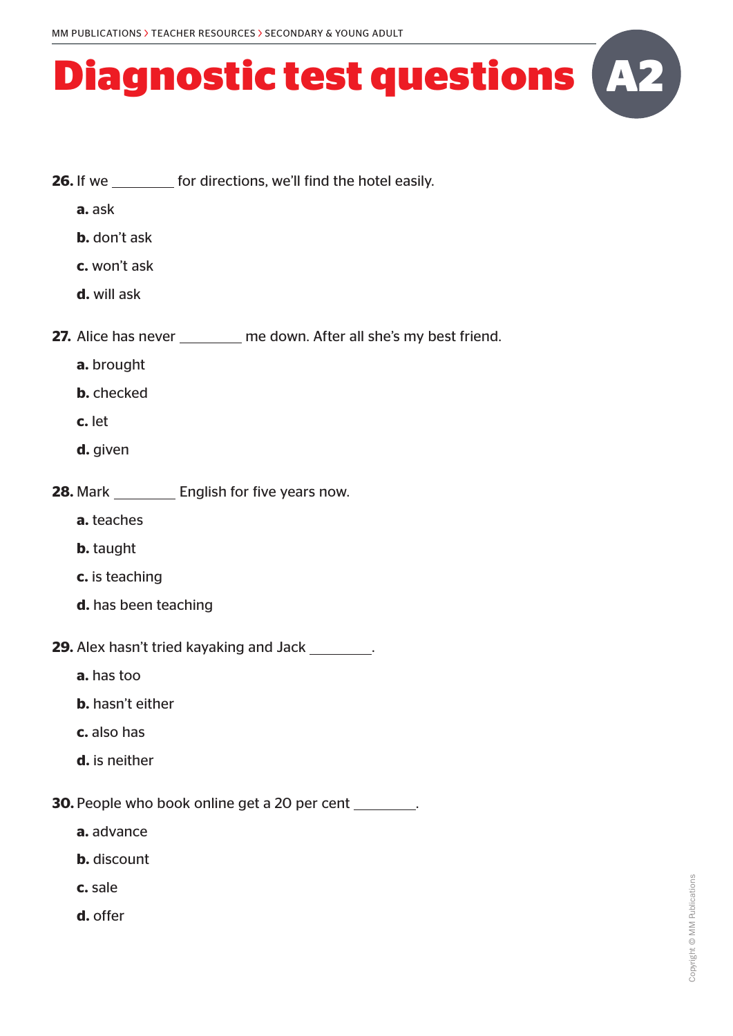# Diagnostic test questions A2

**26.** If we ________ for directions, we'll find the hotel easily.

**a.** ask

**b.** don't ask

**c.** won't ask

**d.** will ask

**27.** Alice has never ________ me down. After all she's my best friend.

**a.** brought

**b.** checked

**c.** let

**d.** given

**28.** Mark ________ English for five years now.

**a.** teaches

**b.** taught

**c.** is teaching

**d.** has been teaching

**29.** Alex hasn't tried kayaking and Jack ________.

**a.** has too

**b.** hasn't either

**c.** also has

**d.** is neither

**30.** People who book online get a 20 per cent ________.

**a.** advance

**b.** discount

**c.** sale

**d.** offer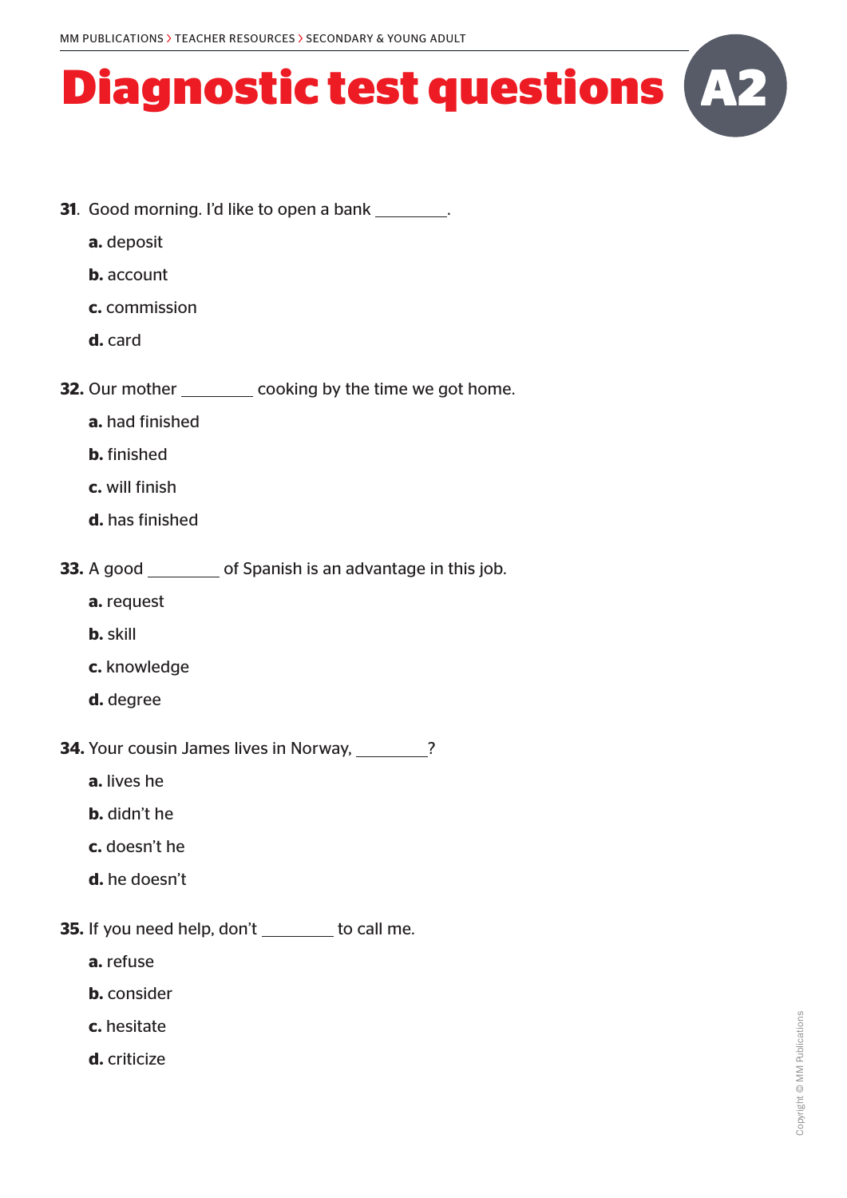# Diagnostic test questions A2

**31**. Good morning. I'd like to open a bank ________.

**a.** deposit

**b.** account

**c.** commission

**d.** card

**32.** Our mother ________ cooking by the time we got home.

**a.** had finished

**b.** finished

**c.** will finish

**d.** has finished

**33.** A good ________ of Spanish is an advantage in this job.

**a.** request

**b.** skill

**c.** knowledge

**d.** degree

**34.** Your cousin James lives in Norway, ________?

**a.** lives he

**b.** didn't he

**c.** doesn't he

**d.** he doesn't

**35.** If you need help, don't ________ to call me.

**a.** refuse

**b.** consider

**c.** hesitate

**d.** criticize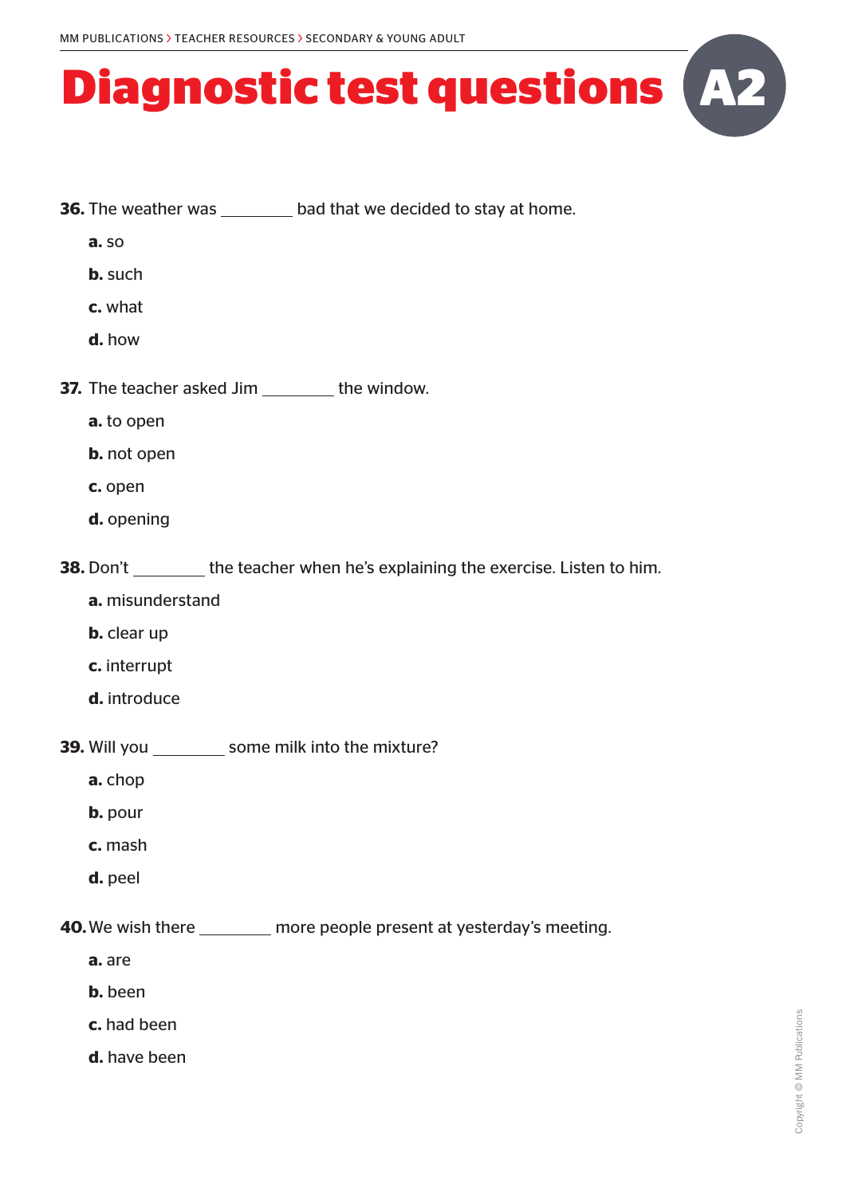# Diagnostic test questions A2

**36.** The weather was ________ bad that we decided to stay at home.

**a.** so

**b.** such

**c.** what

**d.** how

**37.** The teacher asked Jim ________ the window.

**a.** to open

**b.** not open

**c.** open

**d.** opening

**38.** Don't ________ the teacher when he's explaining the exercise. Listen to him.

**a.** misunderstand

**b.** clear up

**c.** interrupt

**d.** introduce

**39.** Will you ________ some milk into the mixture?

**a.** chop

**b.** pour

**c.** mash

**d.** peel

**40.** We wish there ________ more people present at yesterday's meeting.

**a.** are

**b.** been

**c.** had been

**d.** have been